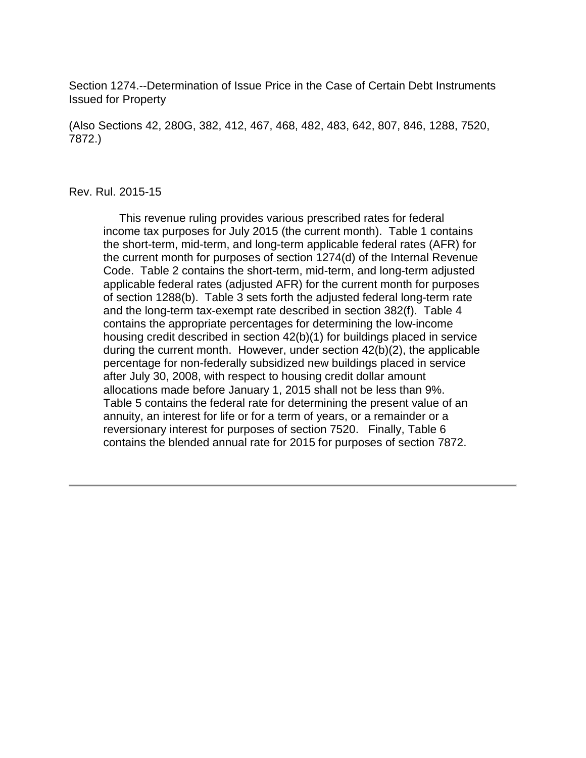Section 1274.--Determination of Issue Price in the Case of Certain Debt Instruments Issued for Property

(Also Sections 42, 280G, 382, 412, 467, 468, 482, 483, 642, 807, 846, 1288, 7520, 7872.)

Rev. Rul. 2015-15

This revenue ruling provides various prescribed rates for federal income tax purposes for July 2015 (the current month). Table 1 contains the short-term, mid-term, and long-term applicable federal rates (AFR) for the current month for purposes of section 1274(d) of the Internal Revenue Code. Table 2 contains the short-term, mid-term, and long-term adjusted applicable federal rates (adjusted AFR) for the current month for purposes of section 1288(b). Table 3 sets forth the adjusted federal long-term rate and the long-term tax-exempt rate described in section 382(f). Table 4 contains the appropriate percentages for determining the low-income housing credit described in section 42(b)(1) for buildings placed in service during the current month. However, under section 42(b)(2), the applicable percentage for non-federally subsidized new buildings placed in service after July 30, 2008, with respect to housing credit dollar amount allocations made before January 1, 2015 shall not be less than 9%. Table 5 contains the federal rate for determining the present value of an annuity, an interest for life or for a term of years, or a remainder or a reversionary interest for purposes of section 7520. Finally, Table 6 contains the blended annual rate for 2015 for purposes of section 7872.

---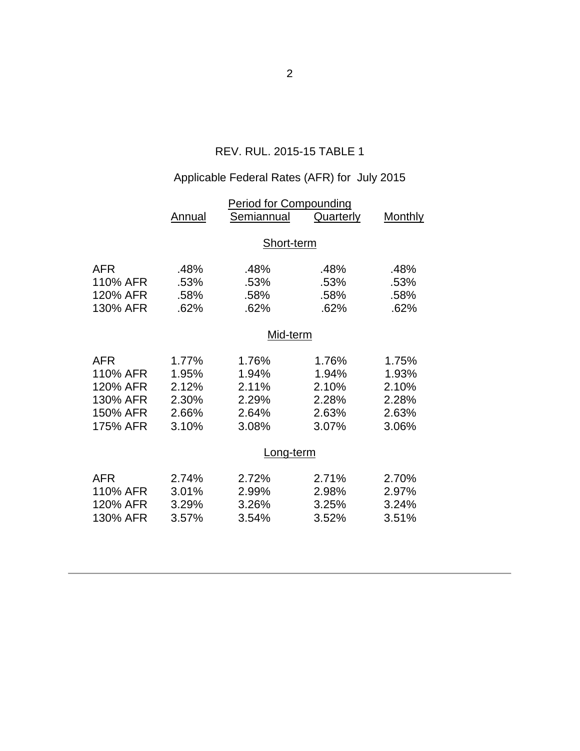REV. RUL. 2015-15 TABLE 1

Applicable Federal Rates (AFR) for July 2015

| | Period for Compounding | | | |
|---|---|---|---|---|
| | Annual | Semiannual | Quarterly | Monthly |
| | | **Short-term** | | |
| AFR | .48% | .48% | .48% | .48% |
| 110% AFR | .53% | .53% | .53% | .53% |
| 120% AFR | .58% | .58% | .58% | .58% |
| 130% AFR | .62% | .62% | .62% | .62% |
| | | **Mid-term** | | |
| AFR | 1.77% | 1.76% | 1.76% | 1.75% |
| 110% AFR | 1.95% | 1.94% | 1.94% | 1.93% |
| 120% AFR | 2.12% | 2.11% | 2.10% | 2.10% |
| 130% AFR | 2.30% | 2.29% | 2.28% | 2.28% |
| 150% AFR | 2.66% | 2.64% | 2.63% | 2.63% |
| 175% AFR | 3.10% | 3.08% | 3.07% | 3.06% |
| | | **Long-term** | | |
| AFR | 2.74% | 2.72% | 2.71% | 2.70% |
| 110% AFR | 3.01% | 2.99% | 2.98% | 2.97% |
| 120% AFR | 3.29% | 3.26% | 3.25% | 3.24% |
| 130% AFR | 3.57% | 3.54% | 3.52% | 3.51% |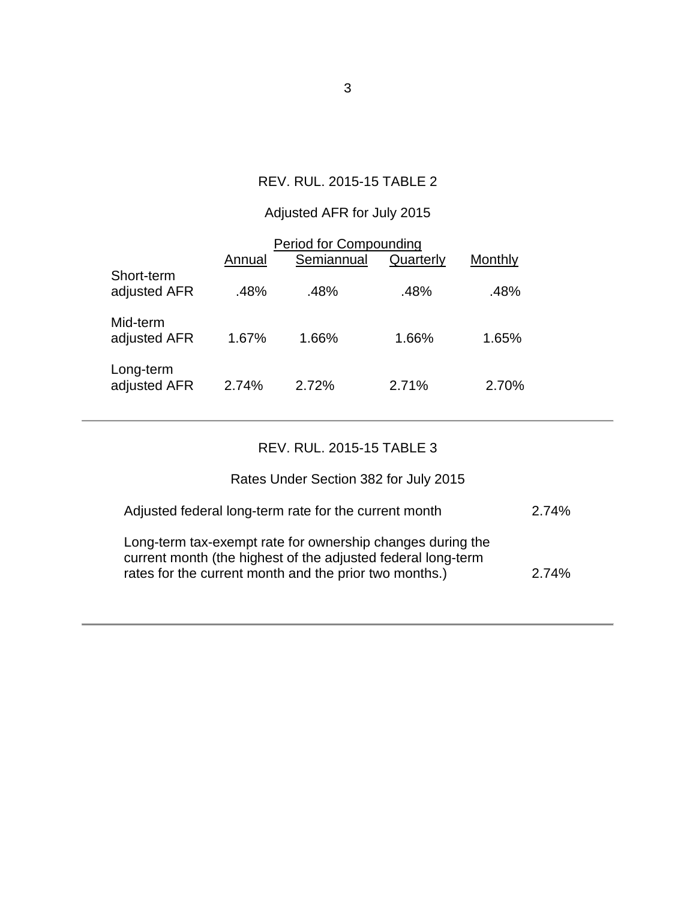## REV. RUL. 2015-15 TABLE 2

### Adjusted AFR for July 2015

| | Period for Compounding | | | |
|---|---|---|---|---|
| | Annual | Semiannual | Quarterly | Monthly |
| Short-term adjusted AFR | .48% | .48% | .48% | .48% |
| Mid-term adjusted AFR | 1.67% | 1.66% | 1.66% | 1.65% |
| Long-term adjusted AFR | 2.74% | 2.72% | 2.71% | 2.70% |

---

## REV. RUL. 2015-15 TABLE 3

### Rates Under Section 382 for July 2015

| | |
|---|---|
| Adjusted federal long-term rate for the current month | 2.74% |
| Long-term tax-exempt rate for ownership changes during the current month (the highest of the adjusted federal long-term rates for the current month and the prior two months.) | 2.74% |

---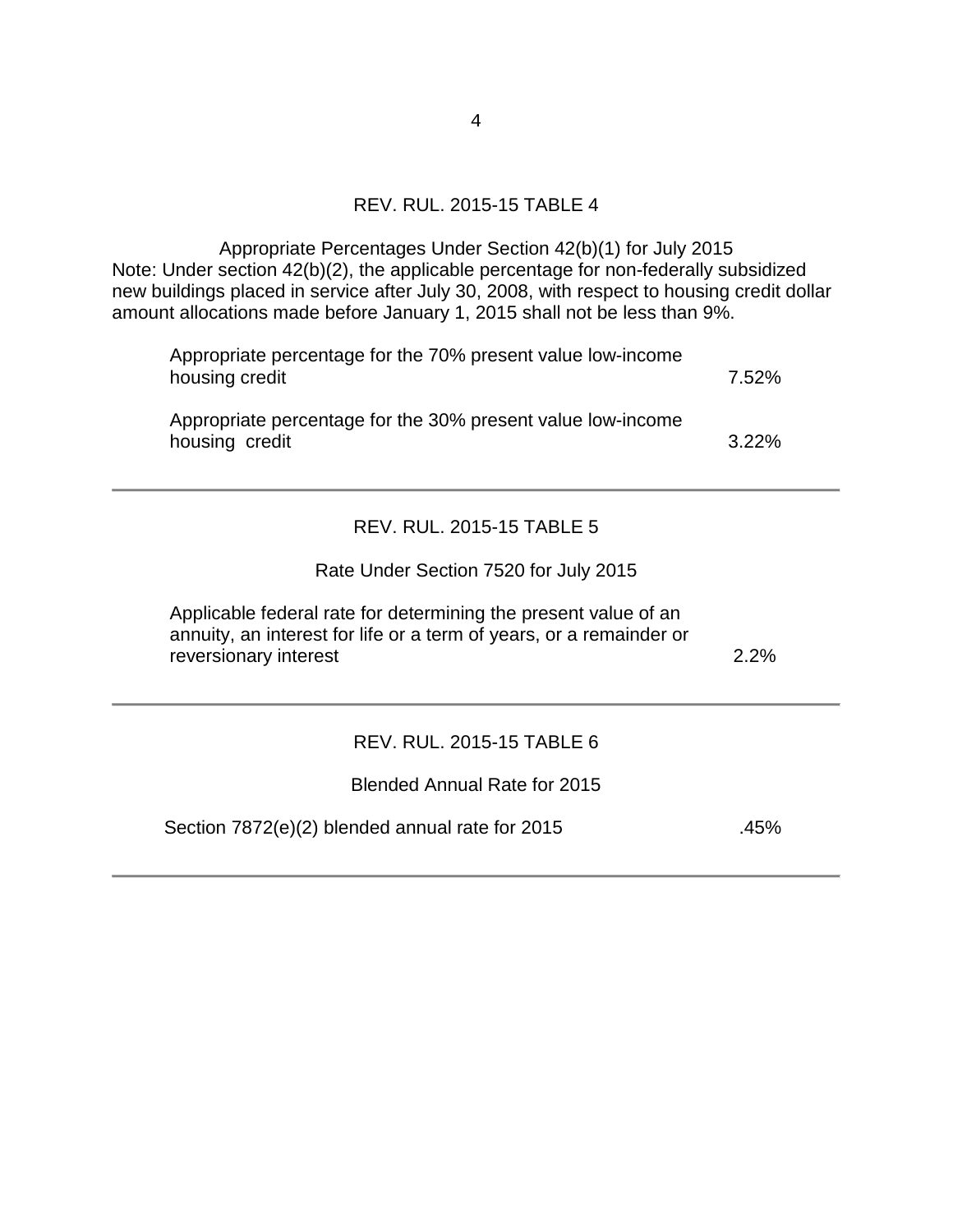## REV. RUL. 2015-15 TABLE 4

Appropriate Percentages Under Section 42(b)(1) for July 2015

Note: Under section 42(b)(2), the applicable percentage for non-federally subsidized new buildings placed in service after July 30, 2008, with respect to housing credit dollar amount allocations made before January 1, 2015 shall not be less than 9%.

| | |
|---|---|
| Appropriate percentage for the 70% present value low-income housing credit | 7.52% |
| Appropriate percentage for the 30% present value low-income housing credit | 3.22% |

## REV. RUL. 2015-15 TABLE 5

Rate Under Section 7520 for July 2015

| | |
|---|---|
| Applicable federal rate for determining the present value of an annuity, an interest for life or a term of years, or a remainder or reversionary interest | 2.2% |

## REV. RUL. 2015-15 TABLE 6

Blended Annual Rate for 2015

| | |
|---|---|
| Section 7872(e)(2) blended annual rate for 2015 | .45% |